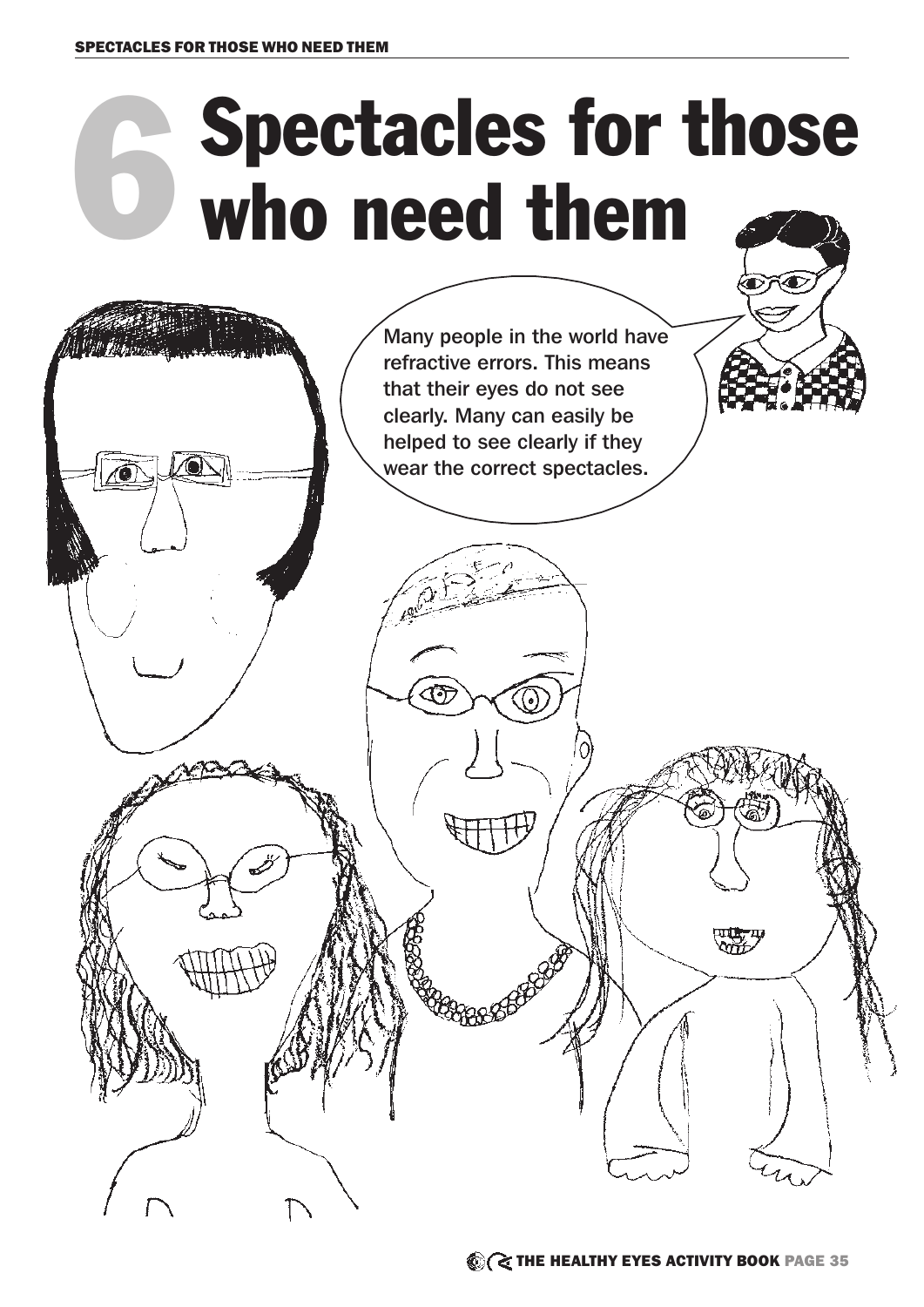# 6 Spectacles for those who need them

Many people in the world have refractive errors. This means that their eyes do not see clearly. Many can easily be helped to see clearly if they wear the correct spectacles.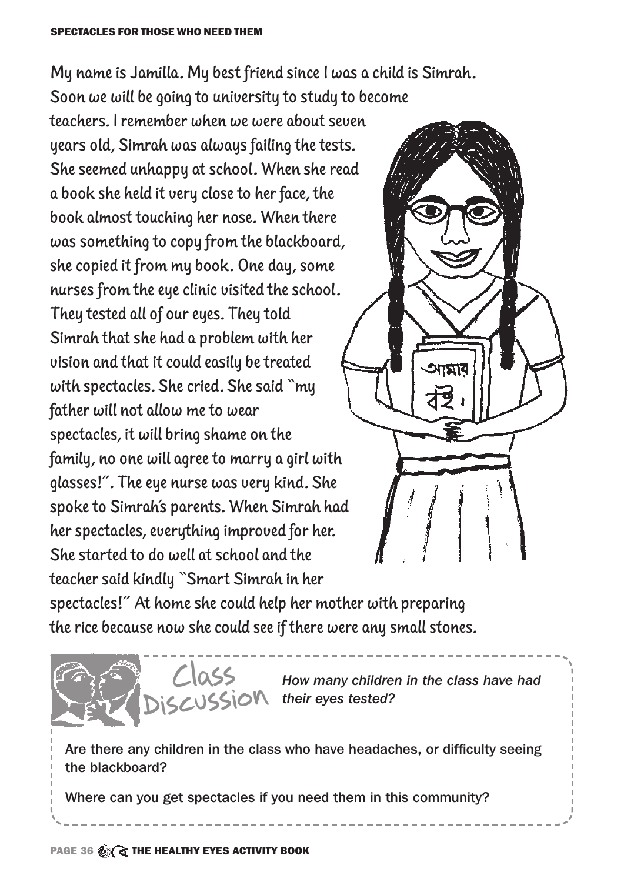My name is Jamilla. My best friend since I was a child is Simrah. Soon we will be going to university to study to become teachers. I remember when we were about seven years old, Simrah was always failing the tests. She seemed unhappy at school. When she read a book she held it very close to her face, the book almost touching her nose. When there was something to copy from the blackboard, she copied it from my book. One day, some nurses from the eye clinic visited the school. They tested all of our eyes. They told Simrah that she had a problem with her vision and that it could easily be treated with spectacles. She cried. She said "my father will not allow me to wear spectacles, it will bring shame on the family, no one will agree to marry a girl with glasses!". The eye nurse was very kind. She spoke to Simrah's parents. When Simrah had her spectacles, everything improved for her. She started to do well at school and the teacher said kindly "Smart Simrah in her spectacles!" At home she could help her mother with preparing the rice because now she could see if there were any small stones.

## Class Discussion

*How many children in the class have had their eyes tested?*

Are there any children in the class who have headaches, or difficulty seeing the blackboard?

Where can you get spectacles if you need them in this community?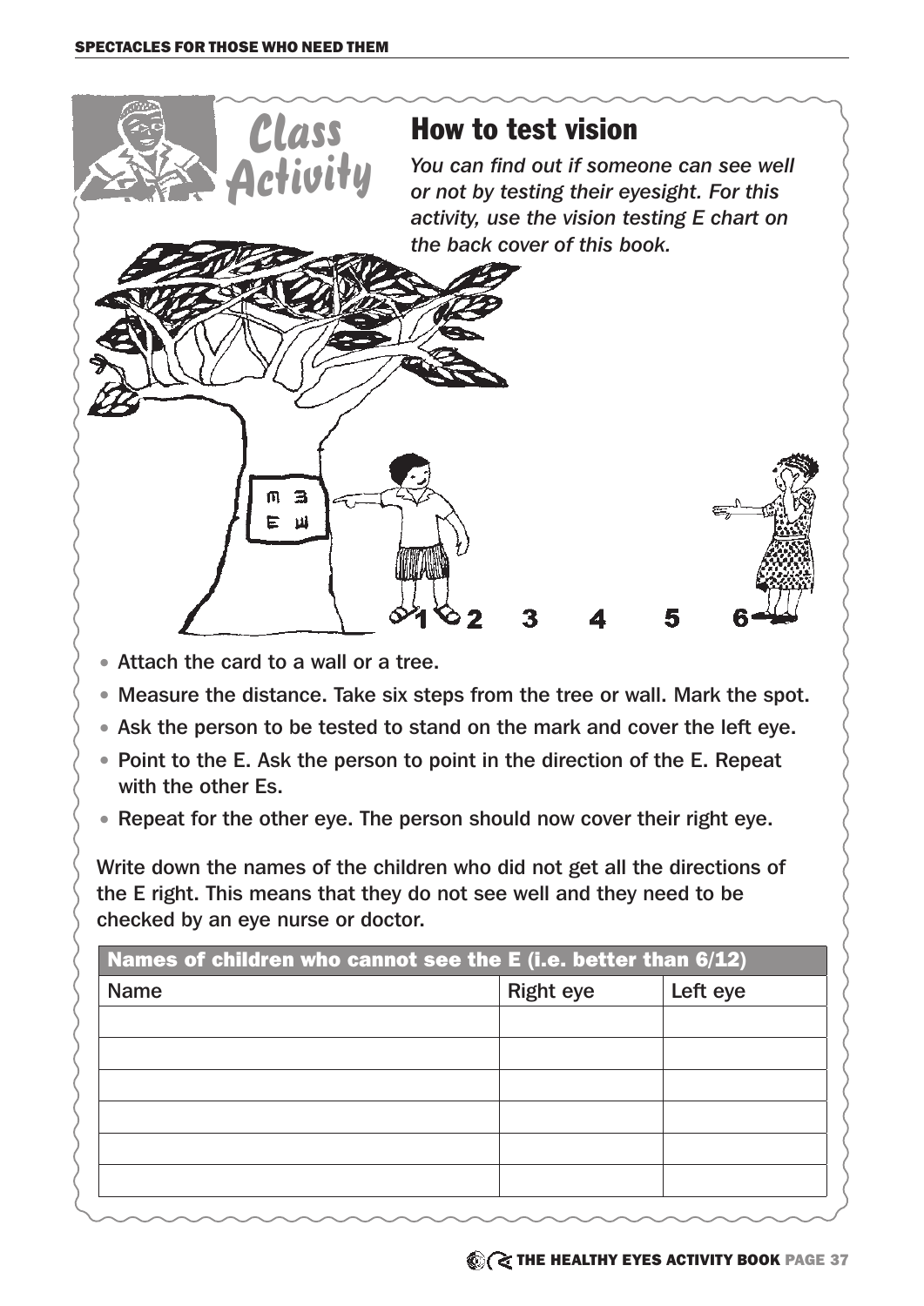## Class Activity

## How to test vision

*You can find out if someone can see well or not by testing their eyesight. For this activity, use the vision testing E chart on the back cover of this book.*

- Attach the card to a wall or a tree.
- Measure the distance. Take six steps from the tree or wall. Mark the spot.
- Ask the person to be tested to stand on the mark and cover the left eye.
- Point to the E. Ask the person to point in the direction of the E. Repeat with the other Es.
- Repeat for the other eye. The person should now cover their right eye.

Write down the names of the children who did not get all the directions of the E right. This means that they do not see well and they need to be checked by an eye nurse or doctor.

| Names of children who cannot see the E (i.e. better than 6/12) | | |
|---|---|---|
| Name | Right eye | Left eye |
| | | |
| | | |
| | | |
| | | |
| | | |
| | | |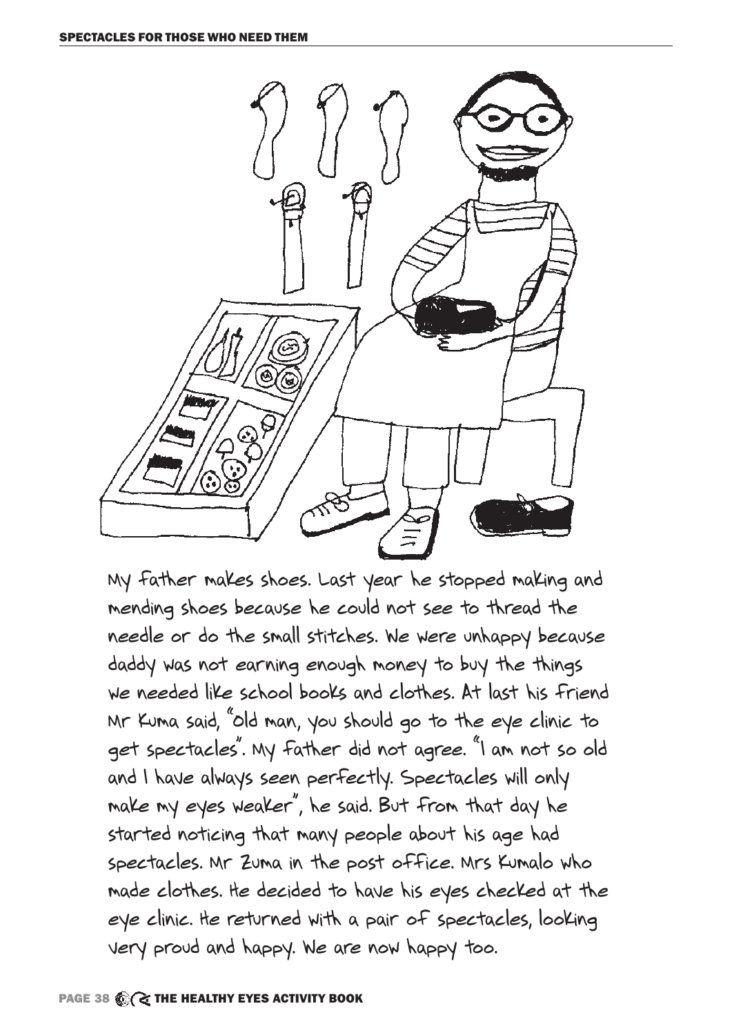My father makes shoes. Last year he stopped making and mending shoes because he could not see to thread the needle or do the small stitches. We were unhappy because daddy was not earning enough money to buy the things we needed like school books and clothes. At last his friend Mr Kuma said, "Old man, you should go to the eye clinic to get spectacles". My father did not agree. "I am not so old and I have always seen perfectly. Spectacles will only make my eyes weaker", he said. But from that day he started noticing that many people about his age had spectacles. Mr Zuma in the post office. Mrs Kumalo who made clothes. He decided to have his eyes checked at the eye clinic. He returned with a pair of spectacles, looking very proud and happy. We are now happy too.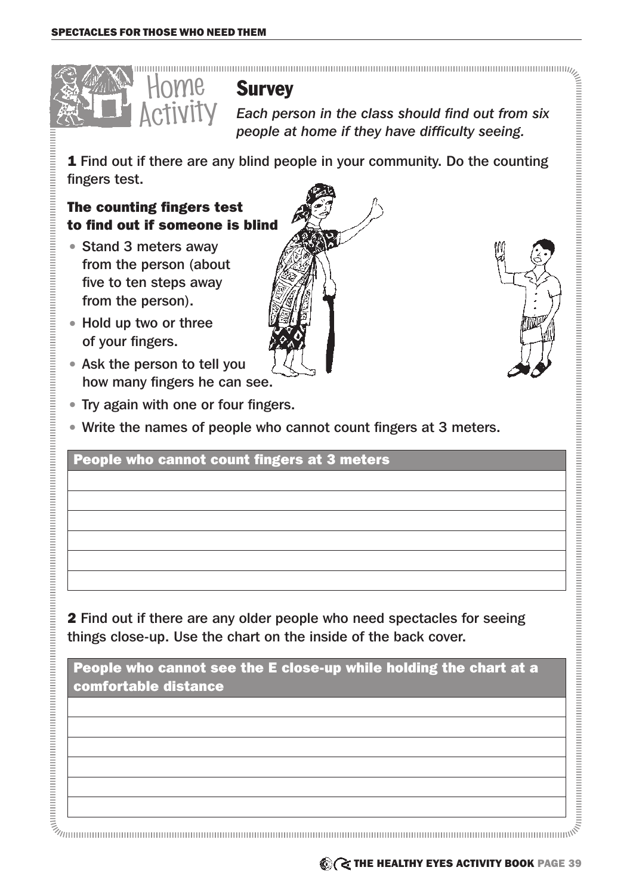## Home Activity

## Survey

*Each person in the class should find out from six people at home if they have difficulty seeing.*

**1** Find out if there are any blind people in your community. Do the counting fingers test.

### The counting fingers test to find out if someone is blind

- Stand 3 meters away from the person (about five to ten steps away from the person).
- Hold up two or three of your fingers.
- Ask the person to tell you how many fingers he can see.
- Try again with one or four fingers.
- Write the names of people who cannot count fingers at 3 meters.

| People who cannot count fingers at 3 meters |
| --- |
| |
| |
| |
| |
| |
| |

**2** Find out if there are any older people who need spectacles for seeing things close-up. Use the chart on the inside of the back cover.

| People who cannot see the E close-up while holding the chart at a comfortable distance |
| --- |
| |
| |
| |
| |
| |
| |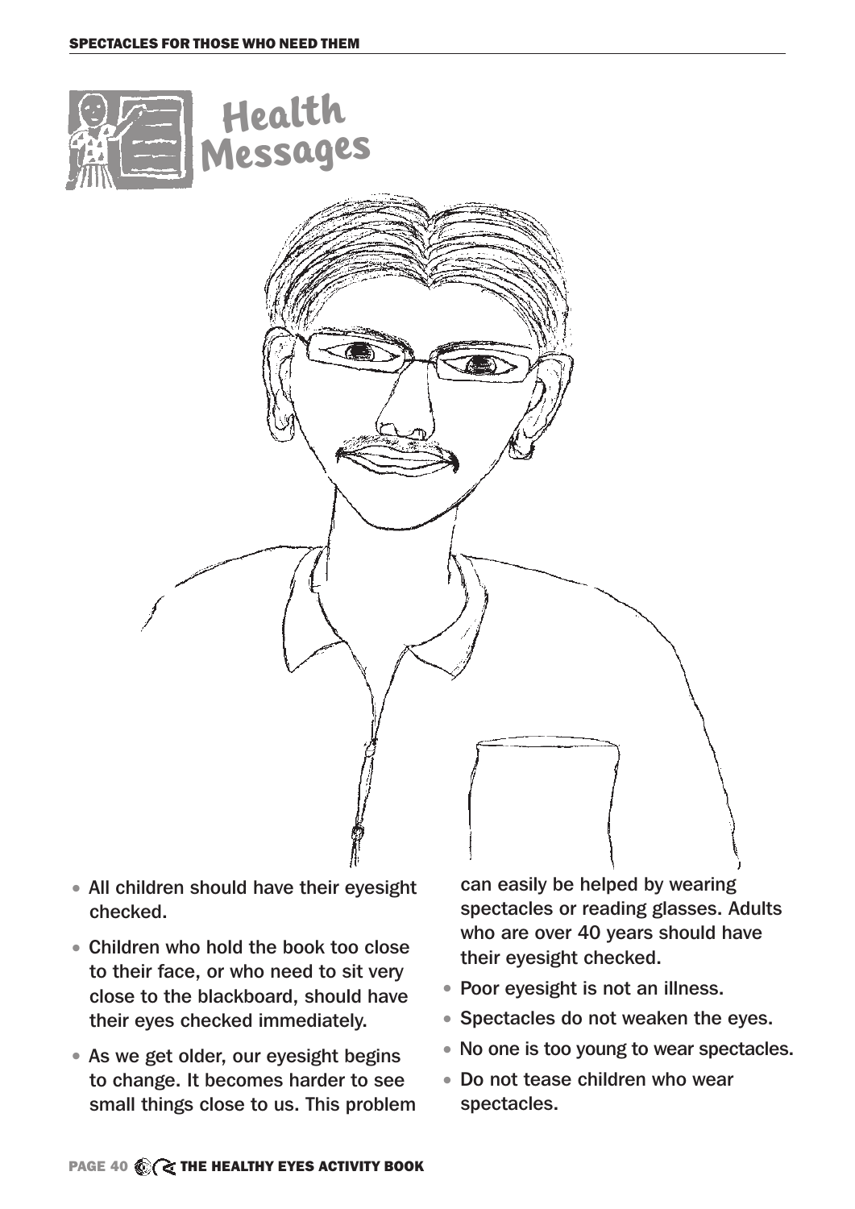# Health Messages

- All children should have their eyesight checked.
- Children who hold the book too close to their face, or who need to sit very close to the blackboard, should have their eyes checked immediately.
- As we get older, our eyesight begins to change. It becomes harder to see small things close to us. This problem can easily be helped by wearing spectacles or reading glasses. Adults who are over 40 years should have their eyesight checked.
- Poor eyesight is not an illness.
- Spectacles do not weaken the eyes.
- No one is too young to wear spectacles.
- Do not tease children who wear spectacles.